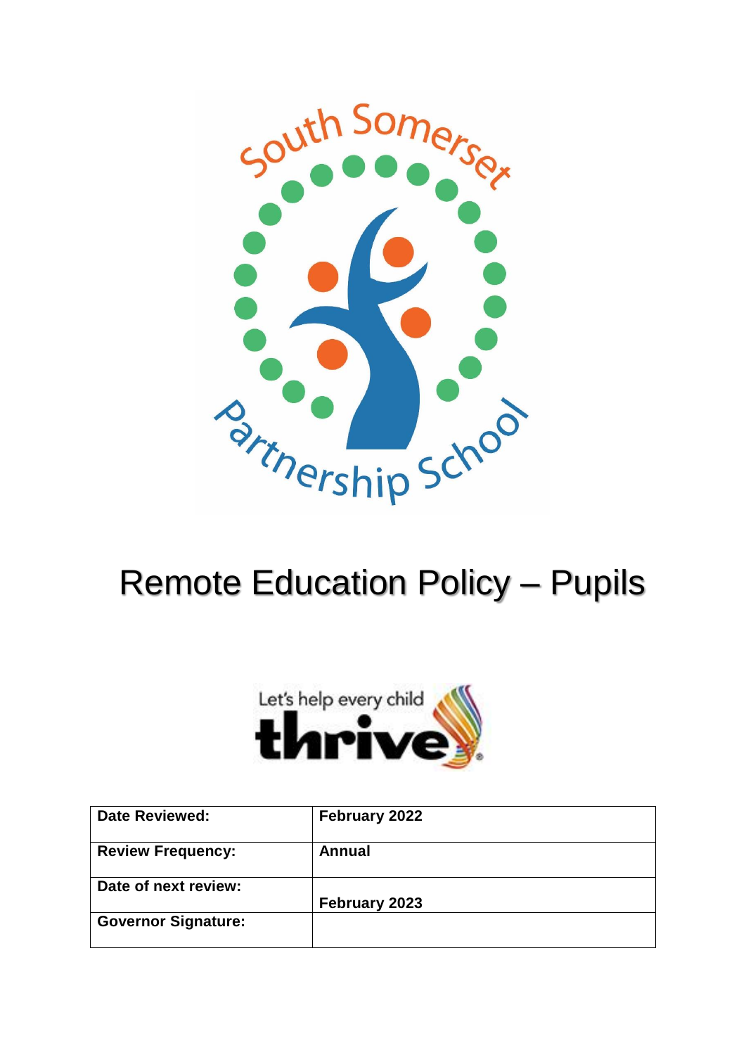South Somerset Partnership School

# Remote Education Policy – Pupils

Let's help every child thrive

| Date Reviewed: | February 2022 |
|---|---|
| Review Frequency: | Annual |
| Date of next review: | February 2023 |
| Governor Signature: | |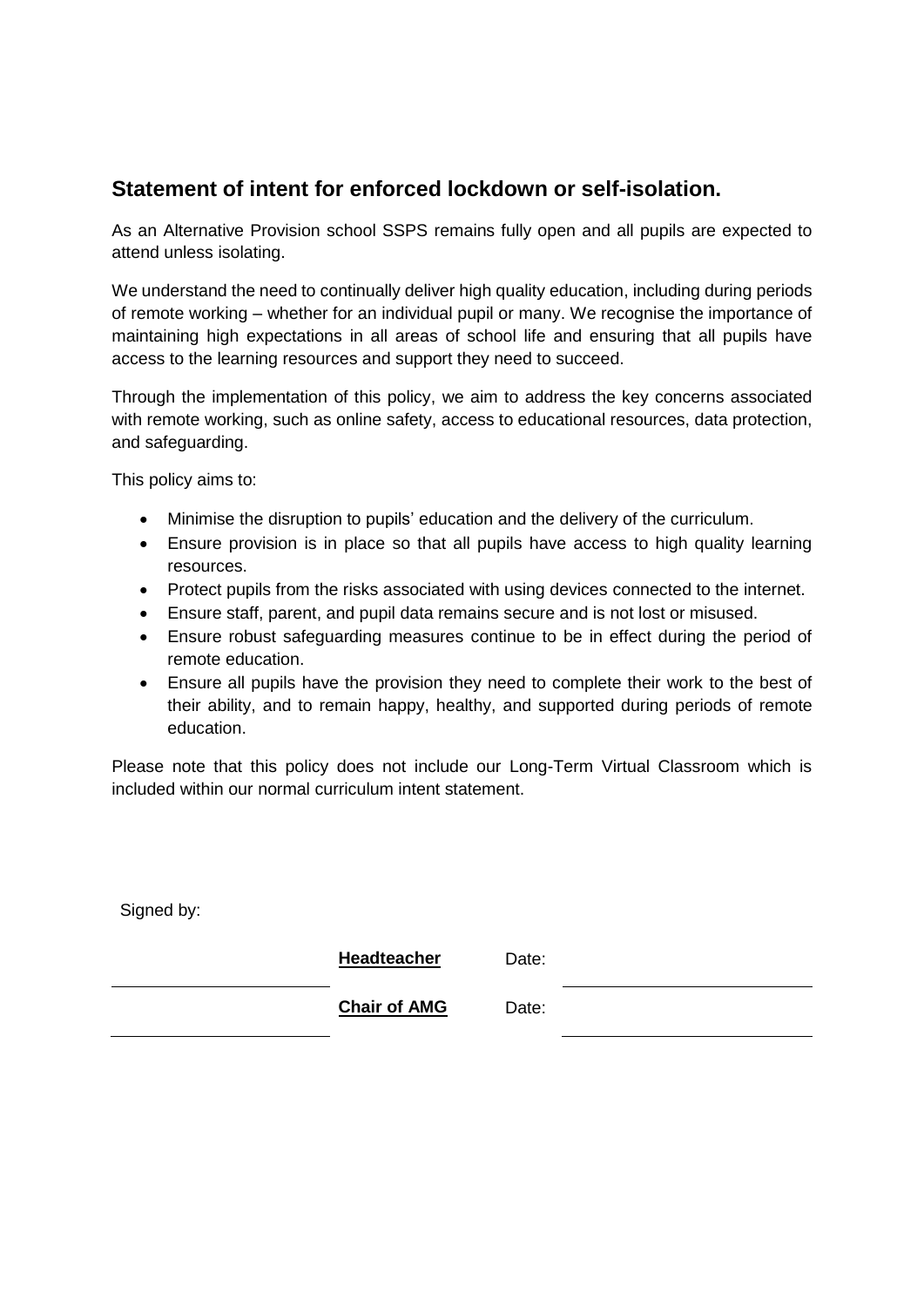## Statement of intent for enforced lockdown or self-isolation.

As an Alternative Provision school SSPS remains fully open and all pupils are expected to attend unless isolating.

We understand the need to continually deliver high quality education, including during periods of remote working – whether for an individual pupil or many. We recognise the importance of maintaining high expectations in all areas of school life and ensuring that all pupils have access to the learning resources and support they need to succeed.

Through the implementation of this policy, we aim to address the key concerns associated with remote working, such as online safety, access to educational resources, data protection, and safeguarding.

This policy aims to:

- Minimise the disruption to pupils' education and the delivery of the curriculum.
- Ensure provision is in place so that all pupils have access to high quality learning resources.
- Protect pupils from the risks associated with using devices connected to the internet.
- Ensure staff, parent, and pupil data remains secure and is not lost or misused.
- Ensure robust safeguarding measures continue to be in effect during the period of remote education.
- Ensure all pupils have the provision they need to complete their work to the best of their ability, and to remain happy, healthy, and supported during periods of remote education.

Please note that this policy does not include our Long-Term Virtual Classroom which is included within our normal curriculum intent statement.

Signed by:

| | | | |
|---|---|---|---|
| ____________________ | **Headteacher** | Date: | ____________________ |
| ____________________ | **Chair of AMG** | Date: | ____________________ |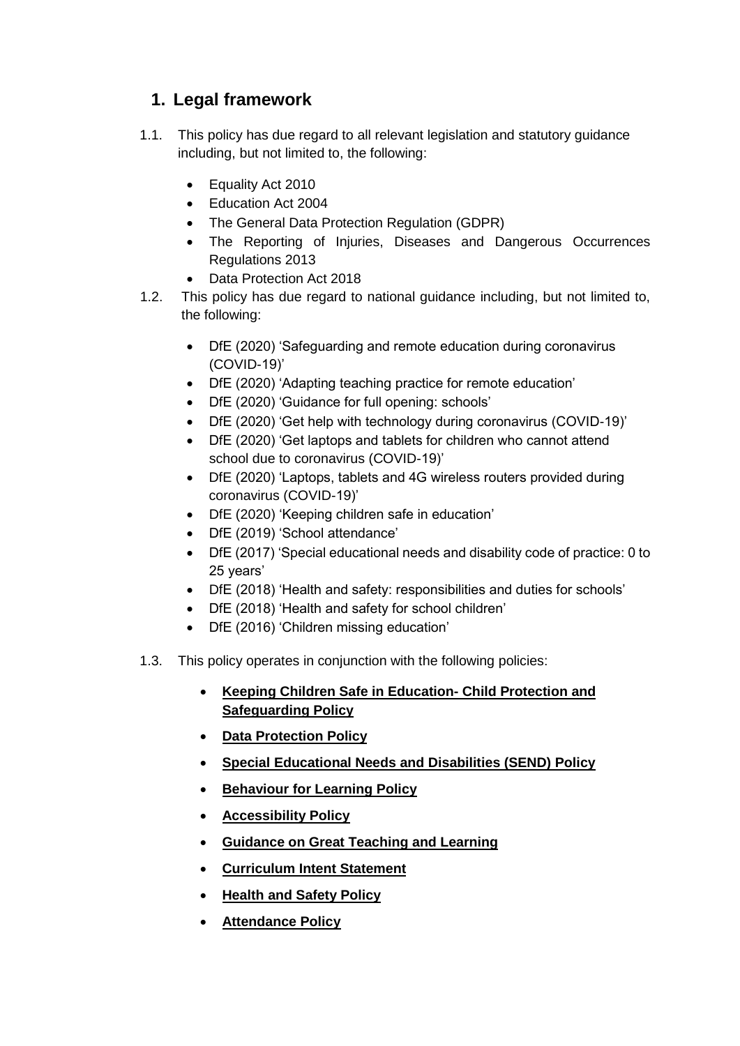## 1. Legal framework

1.1. This policy has due regard to all relevant legislation and statutory guidance including, but not limited to, the following:

- Equality Act 2010
- Education Act 2004
- The General Data Protection Regulation (GDPR)
- The Reporting of Injuries, Diseases and Dangerous Occurrences Regulations 2013
- Data Protection Act 2018

1.2. This policy has due regard to national guidance including, but not limited to, the following:

- DfE (2020) 'Safeguarding and remote education during coronavirus (COVID-19)'
- DfE (2020) 'Adapting teaching practice for remote education'
- DfE (2020) 'Guidance for full opening: schools'
- DfE (2020) 'Get help with technology during coronavirus (COVID-19)'
- DfE (2020) 'Get laptops and tablets for children who cannot attend school due to coronavirus (COVID-19)'
- DfE (2020) 'Laptops, tablets and 4G wireless routers provided during coronavirus (COVID-19)'
- DfE (2020) 'Keeping children safe in education'
- DfE (2019) 'School attendance'
- DfE (2017) 'Special educational needs and disability code of practice: 0 to 25 years'
- DfE (2018) 'Health and safety: responsibilities and duties for schools'
- DfE (2018) 'Health and safety for school children'
- DfE (2016) 'Children missing education'

1.3. This policy operates in conjunction with the following policies:

- **Keeping Children Safe in Education- Child Protection and Safeguarding Policy**
- **Data Protection Policy**
- **Special Educational Needs and Disabilities (SEND) Policy**
- **Behaviour for Learning Policy**
- **Accessibility Policy**
- **Guidance on Great Teaching and Learning**
- **Curriculum Intent Statement**
- **Health and Safety Policy**
- **Attendance Policy**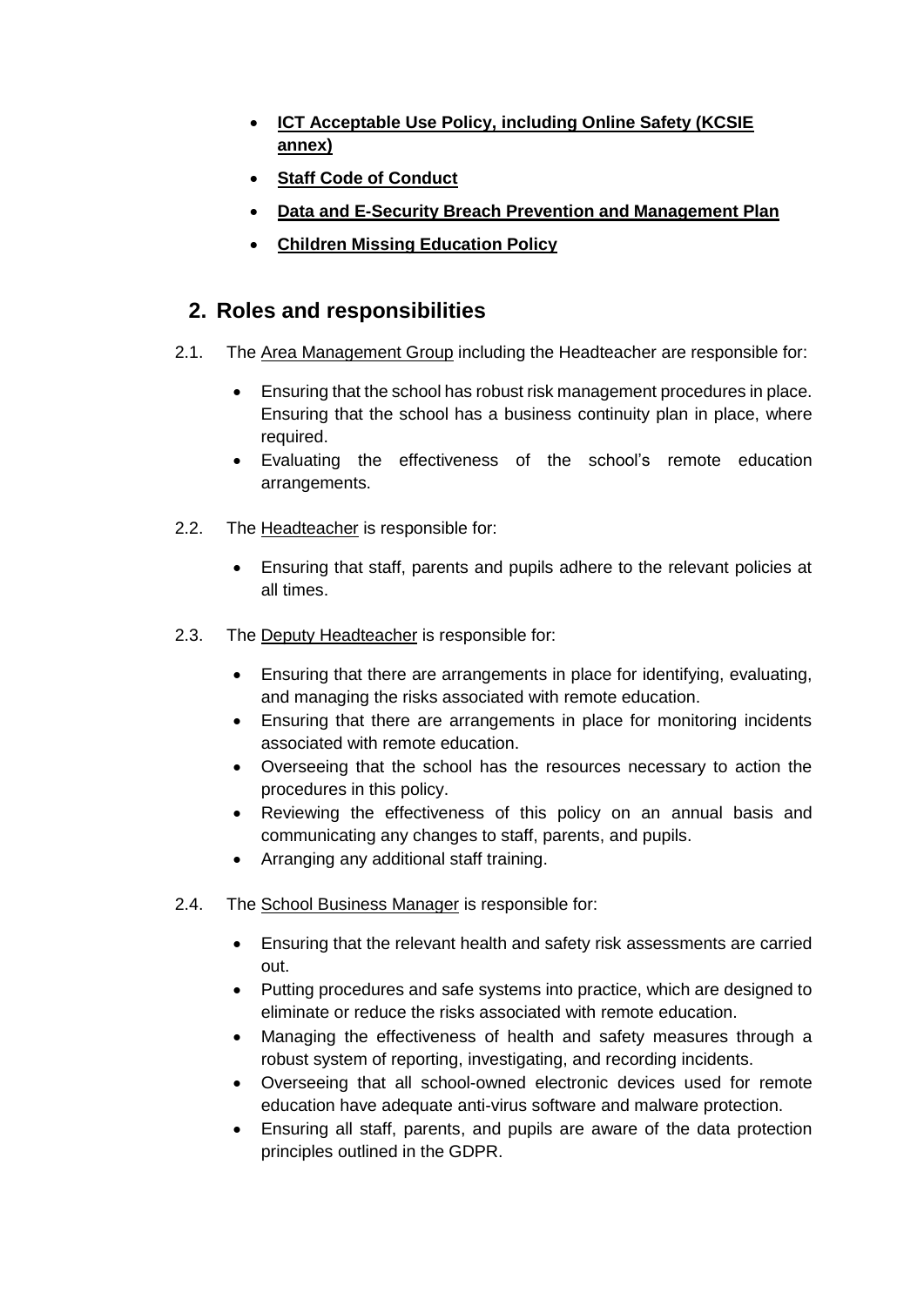- **ICT Acceptable Use Policy, including Online Safety (KCSIE annex)**
- **Staff Code of Conduct**
- **Data and E-Security Breach Prevention and Management Plan**
- **Children Missing Education Policy**

## 2. Roles and responsibilities

2.1. The Area Management Group including the Headteacher are responsible for:

- Ensuring that the school has robust risk management procedures in place. Ensuring that the school has a business continuity plan in place, where required.
- Evaluating the effectiveness of the school's remote education arrangements.

2.2. The Headteacher is responsible for:

- Ensuring that staff, parents and pupils adhere to the relevant policies at all times.

2.3. The Deputy Headteacher is responsible for:

- Ensuring that there are arrangements in place for identifying, evaluating, and managing the risks associated with remote education.
- Ensuring that there are arrangements in place for monitoring incidents associated with remote education.
- Overseeing that the school has the resources necessary to action the procedures in this policy.
- Reviewing the effectiveness of this policy on an annual basis and communicating any changes to staff, parents, and pupils.
- Arranging any additional staff training.

2.4. The School Business Manager is responsible for:

- Ensuring that the relevant health and safety risk assessments are carried out.
- Putting procedures and safe systems into practice, which are designed to eliminate or reduce the risks associated with remote education.
- Managing the effectiveness of health and safety measures through a robust system of reporting, investigating, and recording incidents.
- Overseeing that all school-owned electronic devices used for remote education have adequate anti-virus software and malware protection.
- Ensuring all staff, parents, and pupils are aware of the data protection principles outlined in the GDPR.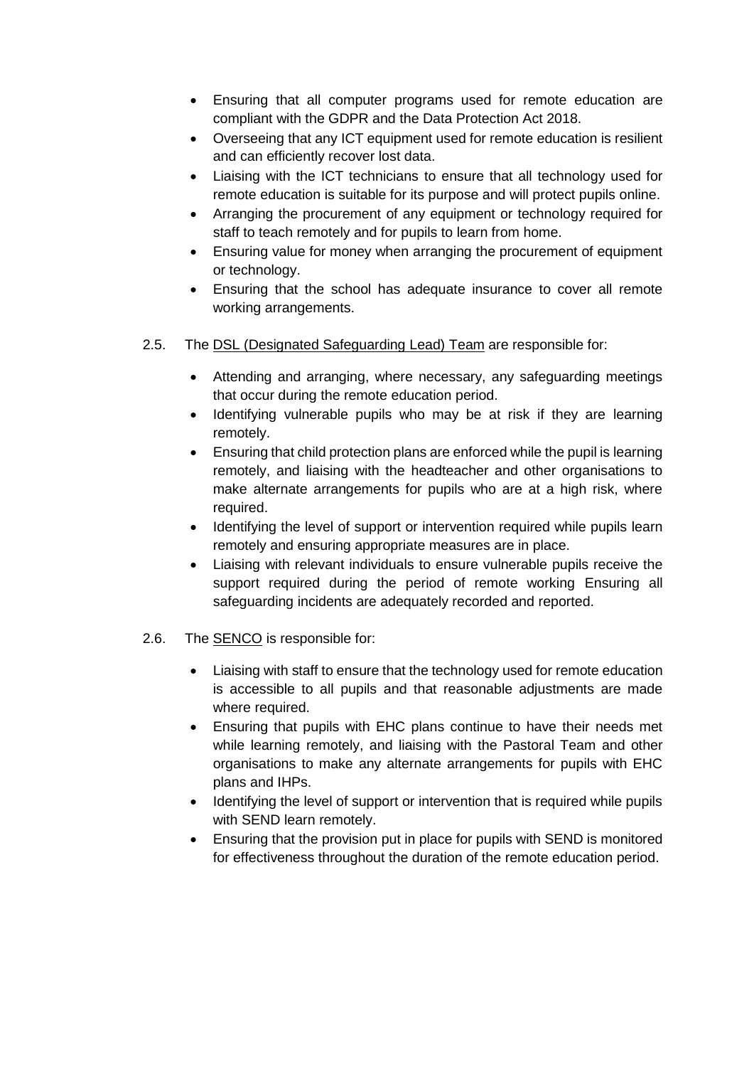- Ensuring that all computer programs used for remote education are compliant with the GDPR and the Data Protection Act 2018.
- Overseeing that any ICT equipment used for remote education is resilient and can efficiently recover lost data.
- Liaising with the ICT technicians to ensure that all technology used for remote education is suitable for its purpose and will protect pupils online.
- Arranging the procurement of any equipment or technology required for staff to teach remotely and for pupils to learn from home.
- Ensuring value for money when arranging the procurement of equipment or technology.
- Ensuring that the school has adequate insurance to cover all remote working arrangements.

2.5. The <u>DSL (Designated Safeguarding Lead) Team</u> are responsible for:

- Attending and arranging, where necessary, any safeguarding meetings that occur during the remote education period.
- Identifying vulnerable pupils who may be at risk if they are learning remotely.
- Ensuring that child protection plans are enforced while the pupil is learning remotely, and liaising with the headteacher and other organisations to make alternate arrangements for pupils who are at a high risk, where required.
- Identifying the level of support or intervention required while pupils learn remotely and ensuring appropriate measures are in place.
- Liaising with relevant individuals to ensure vulnerable pupils receive the support required during the period of remote working Ensuring all safeguarding incidents are adequately recorded and reported.

2.6. The <u>SENCO</u> is responsible for:

- Liaising with staff to ensure that the technology used for remote education is accessible to all pupils and that reasonable adjustments are made where required.
- Ensuring that pupils with EHC plans continue to have their needs met while learning remotely, and liaising with the Pastoral Team and other organisations to make any alternate arrangements for pupils with EHC plans and IHPs.
- Identifying the level of support or intervention that is required while pupils with SEND learn remotely.
- Ensuring that the provision put in place for pupils with SEND is monitored for effectiveness throughout the duration of the remote education period.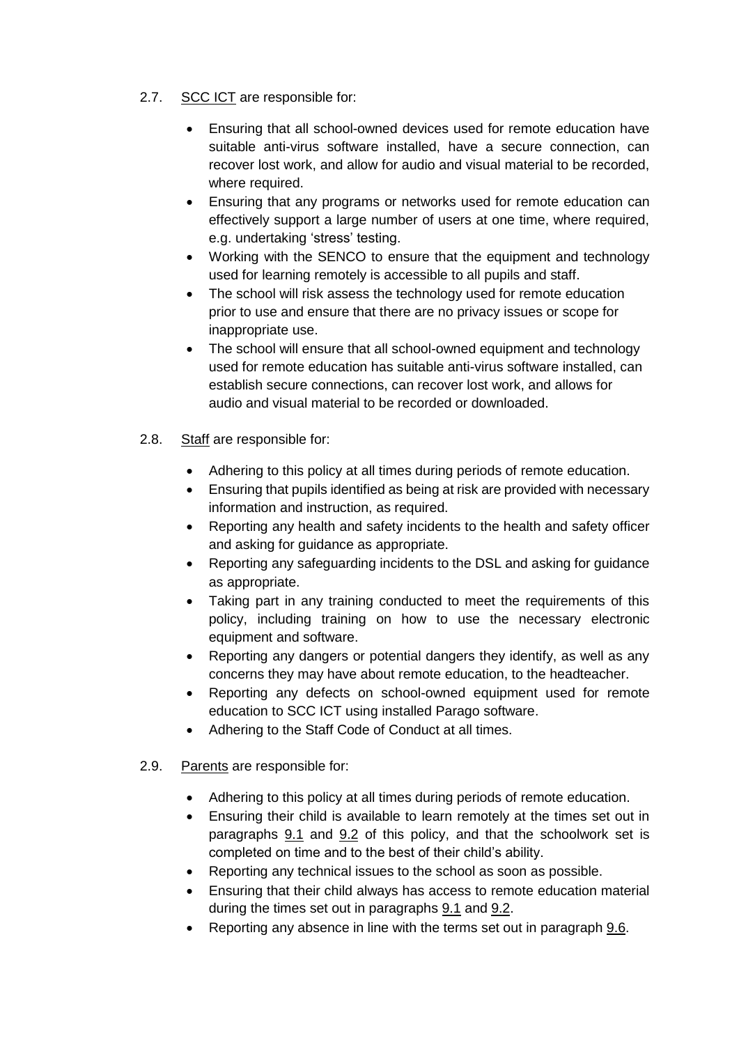2.7. <u>SCC ICT</u> are responsible for:

- Ensuring that all school-owned devices used for remote education have suitable anti-virus software installed, have a secure connection, can recover lost work, and allow for audio and visual material to be recorded, where required.
- Ensuring that any programs or networks used for remote education can effectively support a large number of users at one time, where required, e.g. undertaking 'stress' testing.
- Working with the SENCO to ensure that the equipment and technology used for learning remotely is accessible to all pupils and staff.
- The school will risk assess the technology used for remote education prior to use and ensure that there are no privacy issues or scope for inappropriate use.
- The school will ensure that all school-owned equipment and technology used for remote education has suitable anti-virus software installed, can establish secure connections, can recover lost work, and allows for audio and visual material to be recorded or downloaded.

2.8. <u>Staff</u> are responsible for:

- Adhering to this policy at all times during periods of remote education.
- Ensuring that pupils identified as being at risk are provided with necessary information and instruction, as required.
- Reporting any health and safety incidents to the health and safety officer and asking for guidance as appropriate.
- Reporting any safeguarding incidents to the DSL and asking for guidance as appropriate.
- Taking part in any training conducted to meet the requirements of this policy, including training on how to use the necessary electronic equipment and software.
- Reporting any dangers or potential dangers they identify, as well as any concerns they may have about remote education, to the headteacher.
- Reporting any defects on school-owned equipment used for remote education to SCC ICT using installed Parago software.
- Adhering to the Staff Code of Conduct at all times.

2.9. <u>Parents</u> are responsible for:

- Adhering to this policy at all times during periods of remote education.
- Ensuring their child is available to learn remotely at the times set out in paragraphs 9.1 and 9.2 of this policy, and that the schoolwork set is completed on time and to the best of their child's ability.
- Reporting any technical issues to the school as soon as possible.
- Ensuring that their child always has access to remote education material during the times set out in paragraphs 9.1 and 9.2.
- Reporting any absence in line with the terms set out in paragraph 9.6.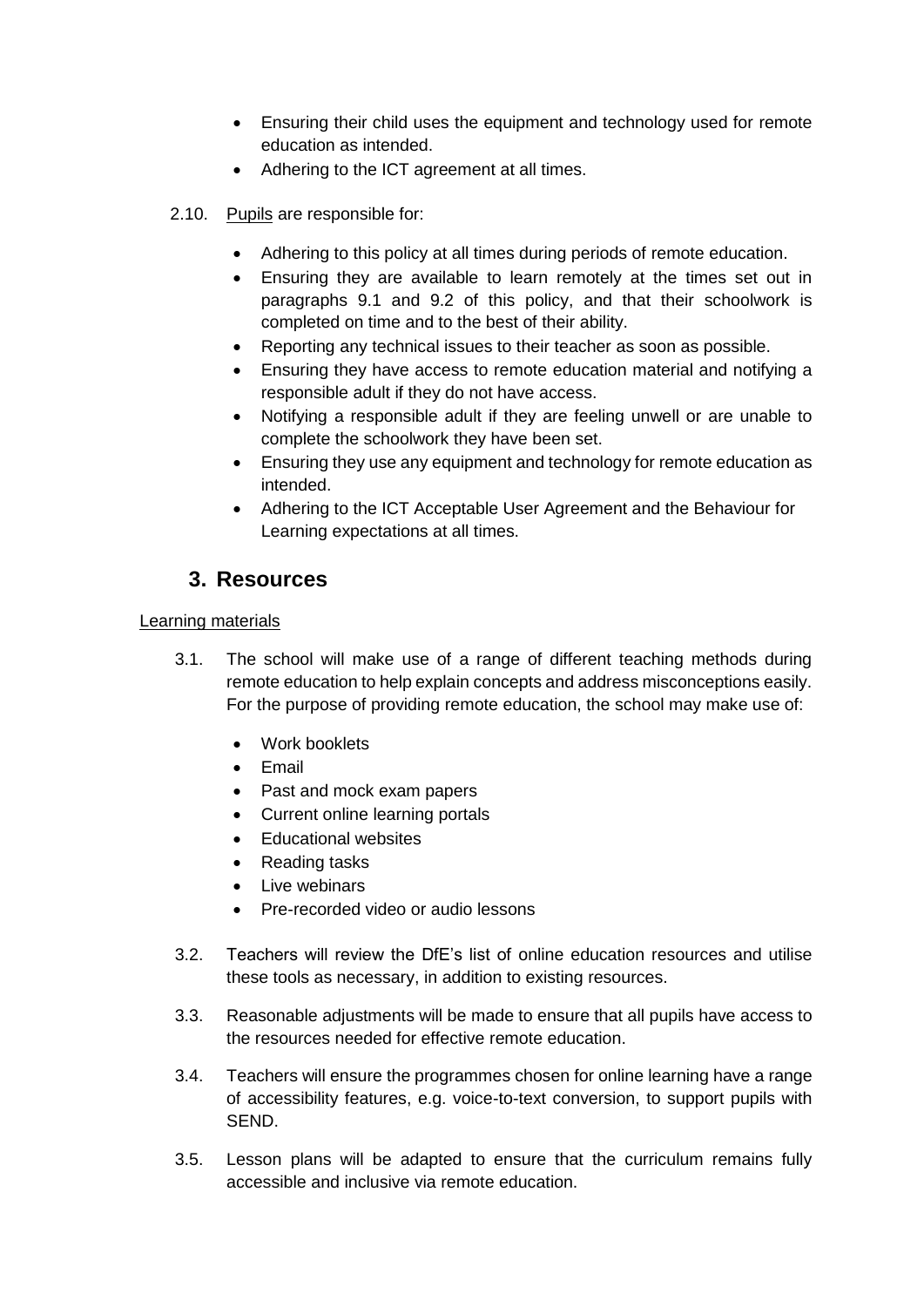- Ensuring their child uses the equipment and technology used for remote education as intended.
- Adhering to the ICT agreement at all times.

2.10. Pupils are responsible for:

- Adhering to this policy at all times during periods of remote education.
- Ensuring they are available to learn remotely at the times set out in paragraphs 9.1 and 9.2 of this policy, and that their schoolwork is completed on time and to the best of their ability.
- Reporting any technical issues to their teacher as soon as possible.
- Ensuring they have access to remote education material and notifying a responsible adult if they do not have access.
- Notifying a responsible adult if they are feeling unwell or are unable to complete the schoolwork they have been set.
- Ensuring they use any equipment and technology for remote education as intended.
- Adhering to the ICT Acceptable User Agreement and the Behaviour for Learning expectations at all times.

## 3. Resources

Learning materials

3.1. The school will make use of a range of different teaching methods during remote education to help explain concepts and address misconceptions easily. For the purpose of providing remote education, the school may make use of:

- Work booklets
- Email
- Past and mock exam papers
- Current online learning portals
- Educational websites
- Reading tasks
- Live webinars
- Pre-recorded video or audio lessons

3.2. Teachers will review the DfE's list of online education resources and utilise these tools as necessary, in addition to existing resources.

3.3. Reasonable adjustments will be made to ensure that all pupils have access to the resources needed for effective remote education.

3.4. Teachers will ensure the programmes chosen for online learning have a range of accessibility features, e.g. voice-to-text conversion, to support pupils with SEND.

3.5. Lesson plans will be adapted to ensure that the curriculum remains fully accessible and inclusive via remote education.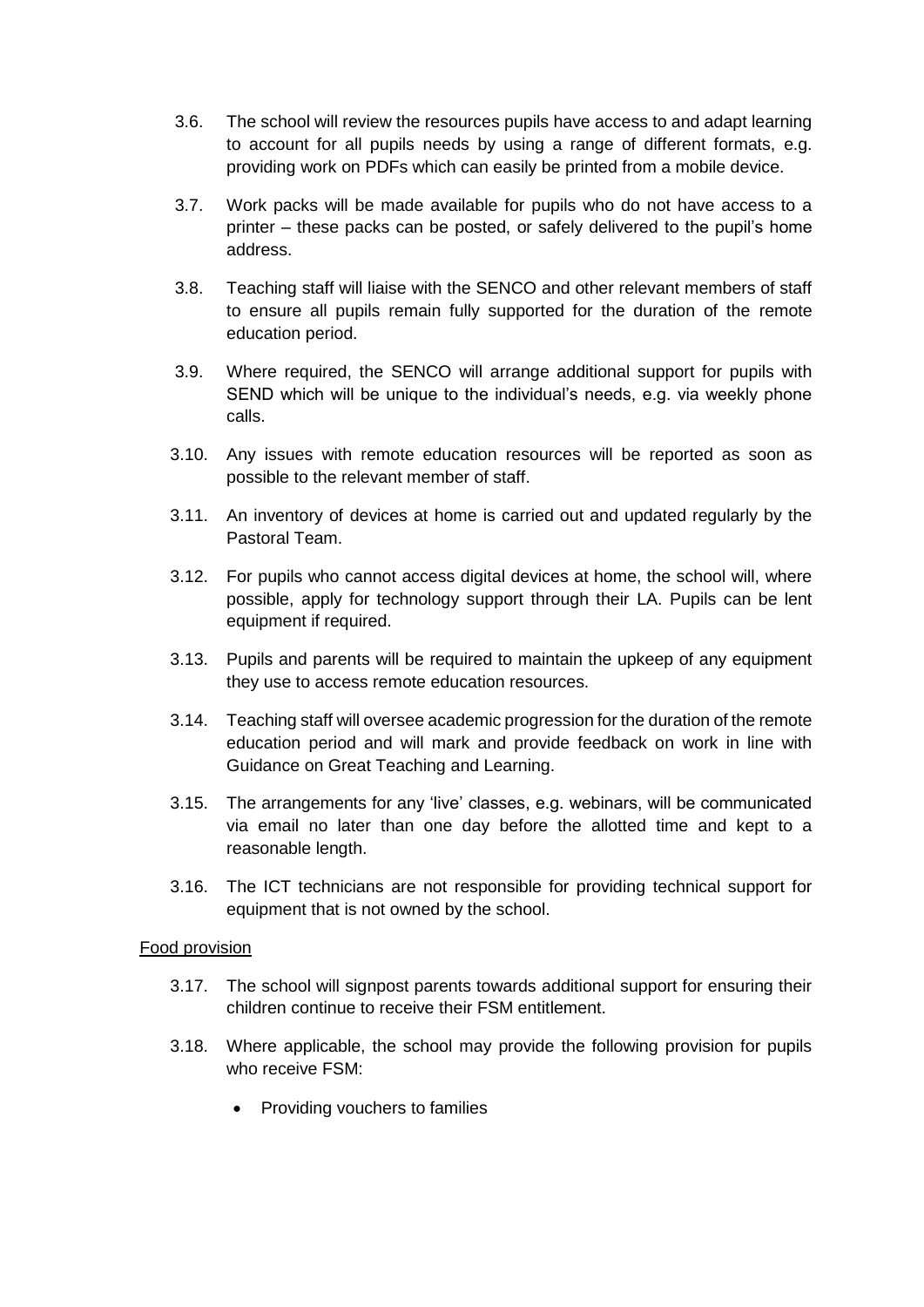3.6. The school will review the resources pupils have access to and adapt learning to account for all pupils needs by using a range of different formats, e.g. providing work on PDFs which can easily be printed from a mobile device.

3.7. Work packs will be made available for pupils who do not have access to a printer – these packs can be posted, or safely delivered to the pupil's home address.

3.8. Teaching staff will liaise with the SENCO and other relevant members of staff to ensure all pupils remain fully supported for the duration of the remote education period.

3.9. Where required, the SENCO will arrange additional support for pupils with SEND which will be unique to the individual's needs, e.g. via weekly phone calls.

3.10. Any issues with remote education resources will be reported as soon as possible to the relevant member of staff.

3.11. An inventory of devices at home is carried out and updated regularly by the Pastoral Team.

3.12. For pupils who cannot access digital devices at home, the school will, where possible, apply for technology support through their LA. Pupils can be lent equipment if required.

3.13. Pupils and parents will be required to maintain the upkeep of any equipment they use to access remote education resources.

3.14. Teaching staff will oversee academic progression for the duration of the remote education period and will mark and provide feedback on work in line with Guidance on Great Teaching and Learning.

3.15. The arrangements for any 'live' classes, e.g. webinars, will be communicated via email no later than one day before the allotted time and kept to a reasonable length.

3.16. The ICT technicians are not responsible for providing technical support for equipment that is not owned by the school.

<u>Food provision</u>

3.17. The school will signpost parents towards additional support for ensuring their children continue to receive their FSM entitlement.

3.18. Where applicable, the school may provide the following provision for pupils who receive FSM:

- Providing vouchers to families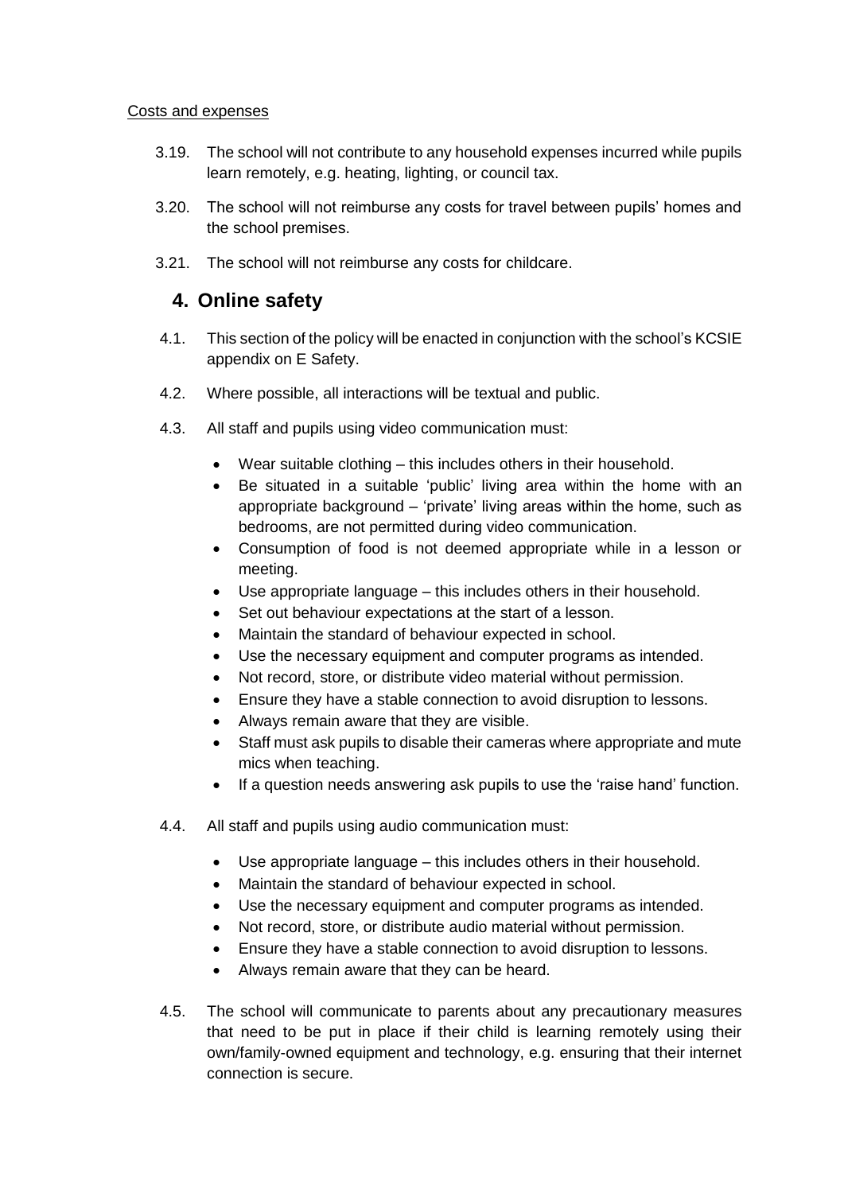Costs and expenses

3.19. The school will not contribute to any household expenses incurred while pupils learn remotely, e.g. heating, lighting, or council tax.

3.20. The school will not reimburse any costs for travel between pupils' homes and the school premises.

3.21. The school will not reimburse any costs for childcare.

## 4. Online safety

4.1. This section of the policy will be enacted in conjunction with the school's KCSIE appendix on E Safety.

4.2. Where possible, all interactions will be textual and public.

4.3. All staff and pupils using video communication must:

- Wear suitable clothing – this includes others in their household.
- Be situated in a suitable 'public' living area within the home with an appropriate background – 'private' living areas within the home, such as bedrooms, are not permitted during video communication.
- Consumption of food is not deemed appropriate while in a lesson or meeting.
- Use appropriate language – this includes others in their household.
- Set out behaviour expectations at the start of a lesson.
- Maintain the standard of behaviour expected in school.
- Use the necessary equipment and computer programs as intended.
- Not record, store, or distribute video material without permission.
- Ensure they have a stable connection to avoid disruption to lessons.
- Always remain aware that they are visible.
- Staff must ask pupils to disable their cameras where appropriate and mute mics when teaching.
- If a question needs answering ask pupils to use the 'raise hand' function.

4.4. All staff and pupils using audio communication must:

- Use appropriate language – this includes others in their household.
- Maintain the standard of behaviour expected in school.
- Use the necessary equipment and computer programs as intended.
- Not record, store, or distribute audio material without permission.
- Ensure they have a stable connection to avoid disruption to lessons.
- Always remain aware that they can be heard.

4.5. The school will communicate to parents about any precautionary measures that need to be put in place if their child is learning remotely using their own/family-owned equipment and technology, e.g. ensuring that their internet connection is secure.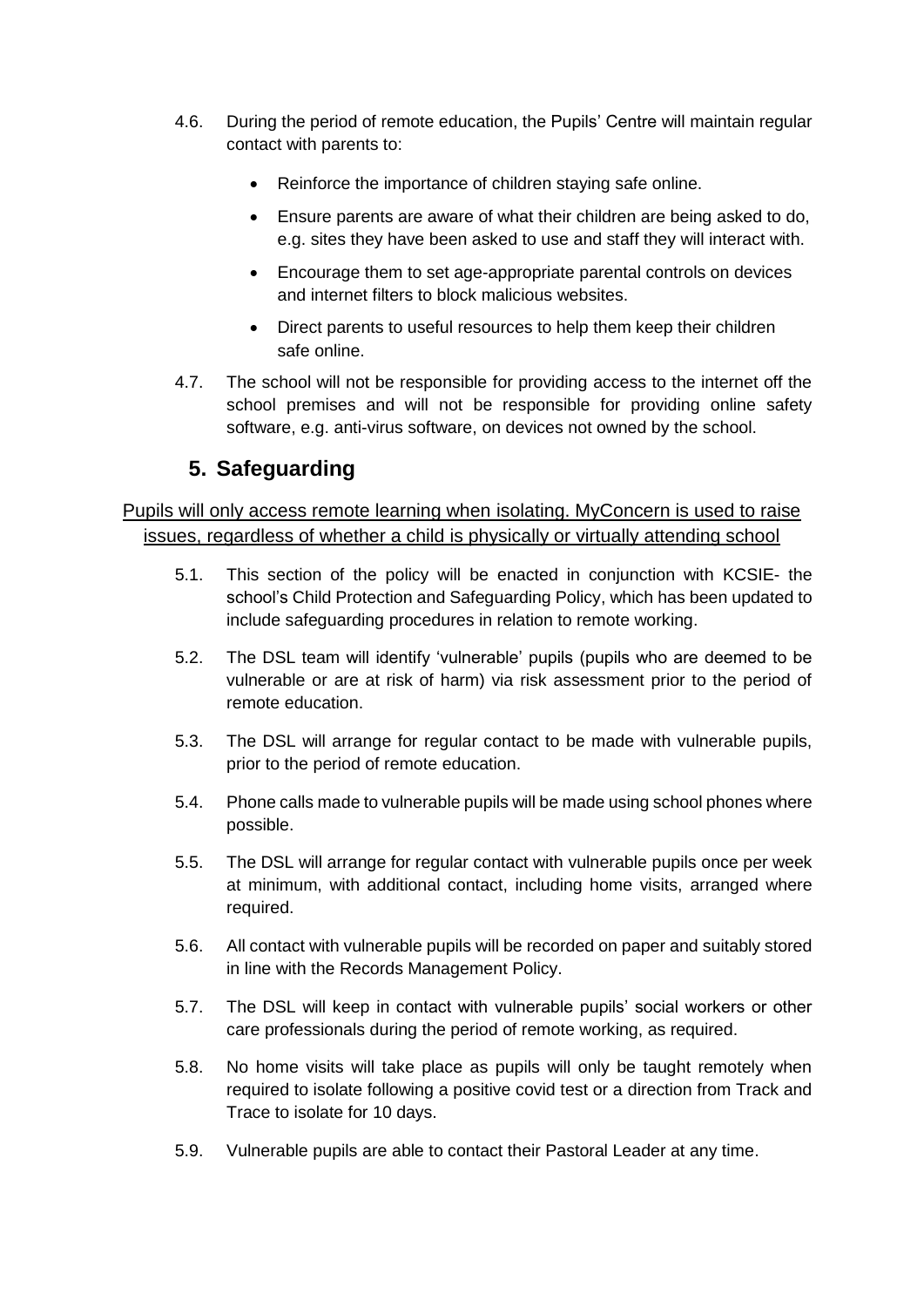4.6. During the period of remote education, the Pupils' Centre will maintain regular contact with parents to:

- Reinforce the importance of children staying safe online.
- Ensure parents are aware of what their children are being asked to do, e.g. sites they have been asked to use and staff they will interact with.
- Encourage them to set age-appropriate parental controls on devices and internet filters to block malicious websites.
- Direct parents to useful resources to help them keep their children safe online.

4.7. The school will not be responsible for providing access to the internet off the school premises and will not be responsible for providing online safety software, e.g. anti-virus software, on devices not owned by the school.

## 5. Safeguarding

<u>Pupils will only access remote learning when isolating. MyConcern is used to raise issues, regardless of whether a child is physically or virtually attending school</u>

5.1. This section of the policy will be enacted in conjunction with KCSIE- the school's Child Protection and Safeguarding Policy, which has been updated to include safeguarding procedures in relation to remote working.

5.2. The DSL team will identify 'vulnerable' pupils (pupils who are deemed to be vulnerable or are at risk of harm) via risk assessment prior to the period of remote education.

5.3. The DSL will arrange for regular contact to be made with vulnerable pupils, prior to the period of remote education.

5.4. Phone calls made to vulnerable pupils will be made using school phones where possible.

5.5. The DSL will arrange for regular contact with vulnerable pupils once per week at minimum, with additional contact, including home visits, arranged where required.

5.6. All contact with vulnerable pupils will be recorded on paper and suitably stored in line with the Records Management Policy.

5.7. The DSL will keep in contact with vulnerable pupils' social workers or other care professionals during the period of remote working, as required.

5.8. No home visits will take place as pupils will only be taught remotely when required to isolate following a positive covid test or a direction from Track and Trace to isolate for 10 days.

5.9. Vulnerable pupils are able to contact their Pastoral Leader at any time.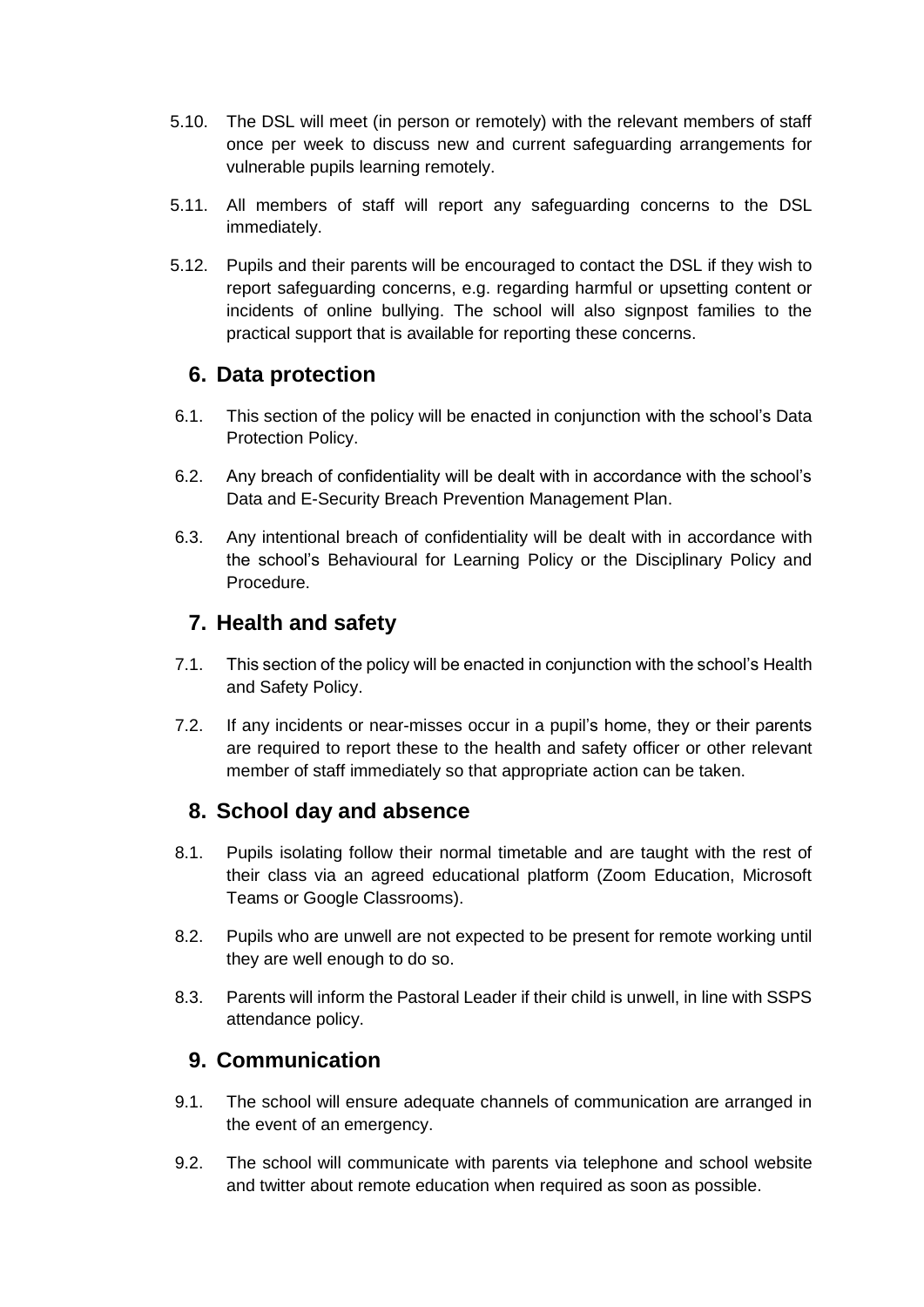5.10. The DSL will meet (in person or remotely) with the relevant members of staff once per week to discuss new and current safeguarding arrangements for vulnerable pupils learning remotely.

5.11. All members of staff will report any safeguarding concerns to the DSL immediately.

5.12. Pupils and their parents will be encouraged to contact the DSL if they wish to report safeguarding concerns, e.g. regarding harmful or upsetting content or incidents of online bullying. The school will also signpost families to the practical support that is available for reporting these concerns.

## 6. Data protection

6.1. This section of the policy will be enacted in conjunction with the school's Data Protection Policy.

6.2. Any breach of confidentiality will be dealt with in accordance with the school's Data and E-Security Breach Prevention Management Plan.

6.3. Any intentional breach of confidentiality will be dealt with in accordance with the school's Behavioural for Learning Policy or the Disciplinary Policy and Procedure.

## 7. Health and safety

7.1. This section of the policy will be enacted in conjunction with the school's Health and Safety Policy.

7.2. If any incidents or near-misses occur in a pupil's home, they or their parents are required to report these to the health and safety officer or other relevant member of staff immediately so that appropriate action can be taken.

## 8. School day and absence

8.1. Pupils isolating follow their normal timetable and are taught with the rest of their class via an agreed educational platform (Zoom Education, Microsoft Teams or Google Classrooms).

8.2. Pupils who are unwell are not expected to be present for remote working until they are well enough to do so.

8.3. Parents will inform the Pastoral Leader if their child is unwell, in line with SSPS attendance policy.

## 9. Communication

9.1. The school will ensure adequate channels of communication are arranged in the event of an emergency.

9.2. The school will communicate with parents via telephone and school website and twitter about remote education when required as soon as possible.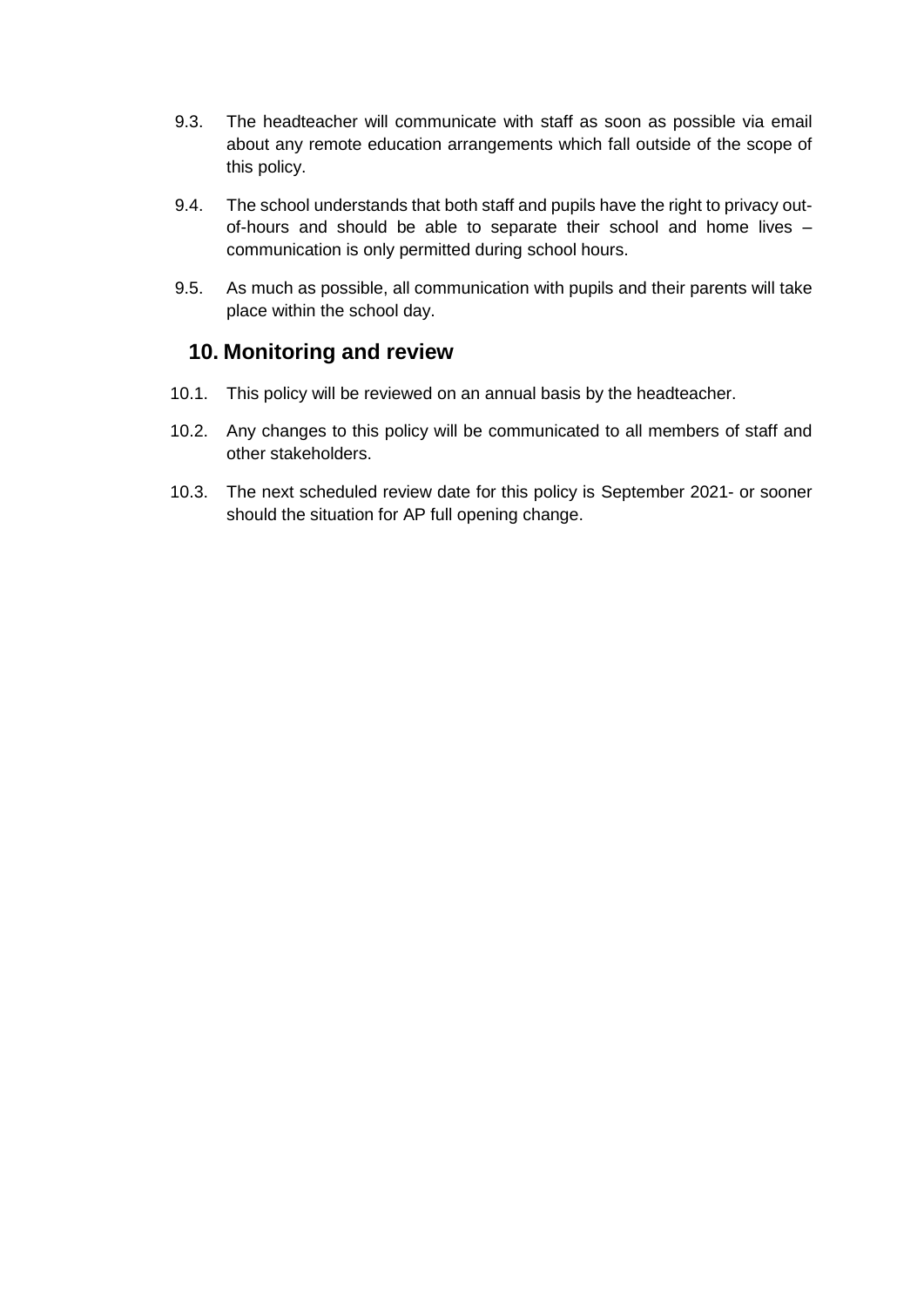9.3. The headteacher will communicate with staff as soon as possible via email about any remote education arrangements which fall outside of the scope of this policy.

9.4. The school understands that both staff and pupils have the right to privacy out-of-hours and should be able to separate their school and home lives – communication is only permitted during school hours.

9.5. As much as possible, all communication with pupils and their parents will take place within the school day.

## 10. Monitoring and review

10.1. This policy will be reviewed on an annual basis by the headteacher.

10.2. Any changes to this policy will be communicated to all members of staff and other stakeholders.

10.3. The next scheduled review date for this policy is September 2021- or sooner should the situation for AP full opening change.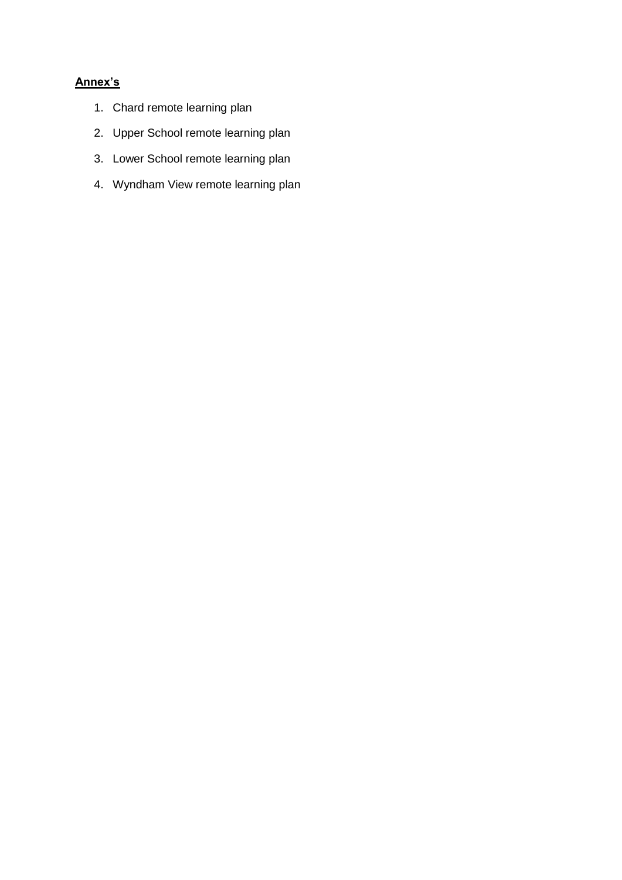**Annex's**

1. Chard remote learning plan
2. Upper School remote learning plan
3. Lower School remote learning plan
4. Wyndham View remote learning plan